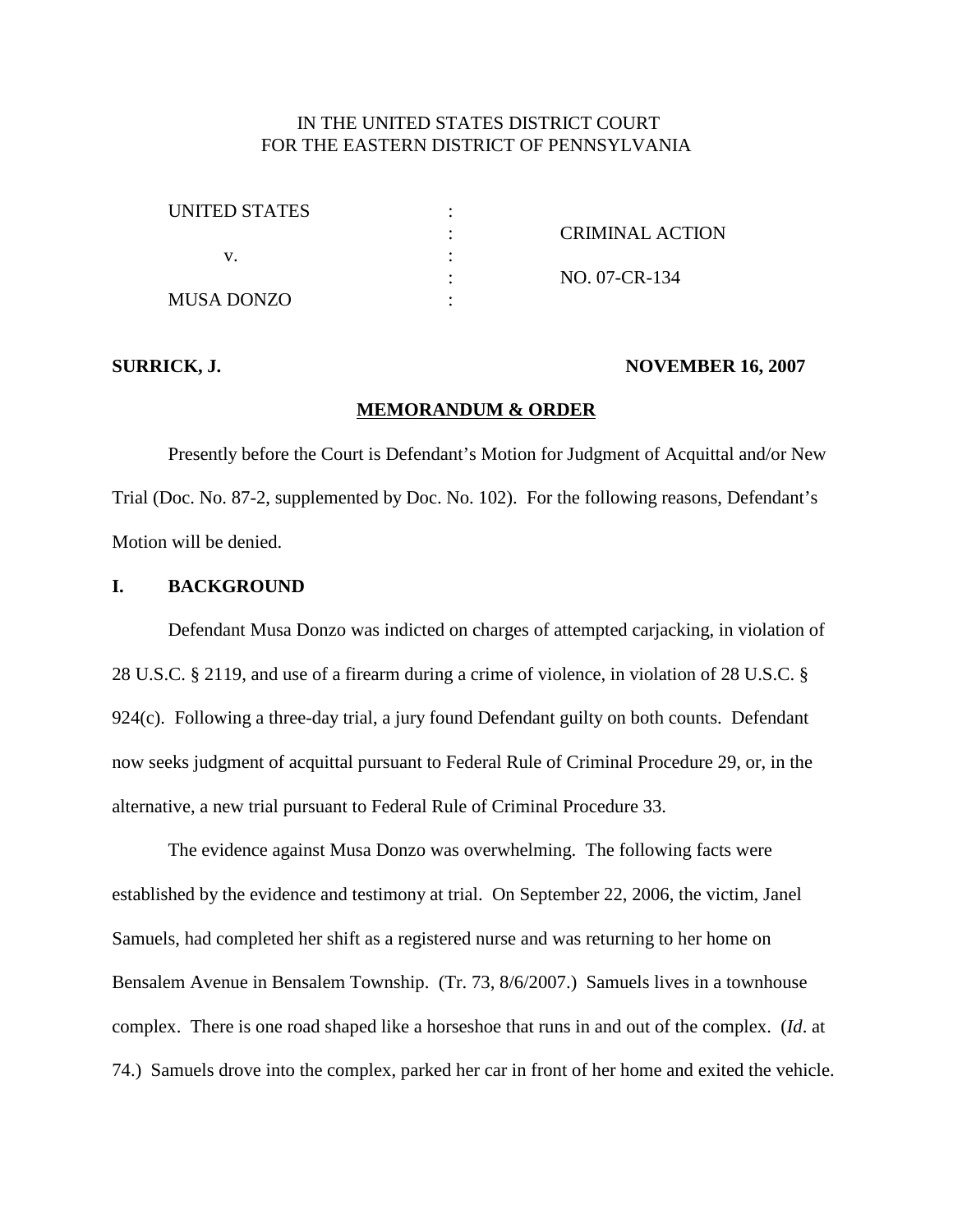IN THE UNITED STATES DISTRICT COURT
FOR THE EASTERN DISTRICT OF PENNSYLVANIA

| | | |
|---|---|---|
| UNITED STATES | : | |
| | : | CRIMINAL ACTION |
| v. | : | |
| | : | NO. 07-CR-134 |
| MUSA DONZO | : | |

**SURRICK, J.** **NOVEMBER 16, 2007**

**MEMORANDUM & ORDER**

Presently before the Court is Defendant's Motion for Judgment of Acquittal and/or New Trial (Doc. No. 87-2, supplemented by Doc. No. 102). For the following reasons, Defendant's Motion will be denied.

## I. BACKGROUND

Defendant Musa Donzo was indicted on charges of attempted carjacking, in violation of 28 U.S.C. § 2119, and use of a firearm during a crime of violence, in violation of 28 U.S.C. § 924(c). Following a three-day trial, a jury found Defendant guilty on both counts. Defendant now seeks judgment of acquittal pursuant to Federal Rule of Criminal Procedure 29, or, in the alternative, a new trial pursuant to Federal Rule of Criminal Procedure 33.

The evidence against Musa Donzo was overwhelming. The following facts were established by the evidence and testimony at trial. On September 22, 2006, the victim, Janel Samuels, had completed her shift as a registered nurse and was returning to her home on Bensalem Avenue in Bensalem Township. (Tr. 73, 8/6/2007.) Samuels lives in a townhouse complex. There is one road shaped like a horseshoe that runs in and out of the complex. (*Id*. at 74.) Samuels drove into the complex, parked her car in front of her home and exited the vehicle.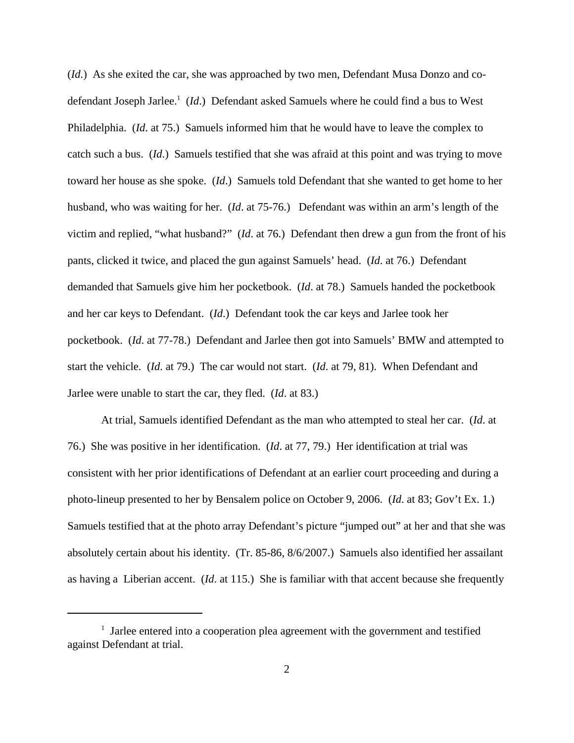(*Id.*) As she exited the car, she was approached by two men, Defendant Musa Donzo and co-defendant Joseph Jarlee.[1] (*Id*.) Defendant asked Samuels where he could find a bus to West Philadelphia. (*Id*. at 75.) Samuels informed him that he would have to leave the complex to catch such a bus. (*Id*.) Samuels testified that she was afraid at this point and was trying to move toward her house as she spoke. (*Id*.) Samuels told Defendant that she wanted to get home to her husband, who was waiting for her. (*Id*. at 75-76.) Defendant was within an arm's length of the victim and replied, "what husband?" (*Id*. at 76.) Defendant then drew a gun from the front of his pants, clicked it twice, and placed the gun against Samuels' head. (*Id*. at 76.) Defendant demanded that Samuels give him her pocketbook. (*Id*. at 78.) Samuels handed the pocketbook and her car keys to Defendant. (*Id*.) Defendant took the car keys and Jarlee took her pocketbook. (*Id*. at 77-78.) Defendant and Jarlee then got into Samuels' BMW and attempted to start the vehicle. (*Id*. at 79.) The car would not start. (*Id*. at 79, 81). When Defendant and Jarlee were unable to start the car, they fled. (*Id*. at 83.)

At trial, Samuels identified Defendant as the man who attempted to steal her car. (*Id*. at 76.) She was positive in her identification. (*Id*. at 77, 79.) Her identification at trial was consistent with her prior identifications of Defendant at an earlier court proceeding and during a photo-lineup presented to her by Bensalem police on October 9, 2006. (*Id*. at 83; Gov't Ex. 1.) Samuels testified that at the photo array Defendant's picture "jumped out" at her and that she was absolutely certain about his identity. (Tr. 85-86, 8/6/2007.) Samuels also identified her assailant as having a Liberian accent. (*Id*. at 115.) She is familiar with that accent because she frequently

[1] Jarlee entered into a cooperation plea agreement with the government and testified against Defendant at trial.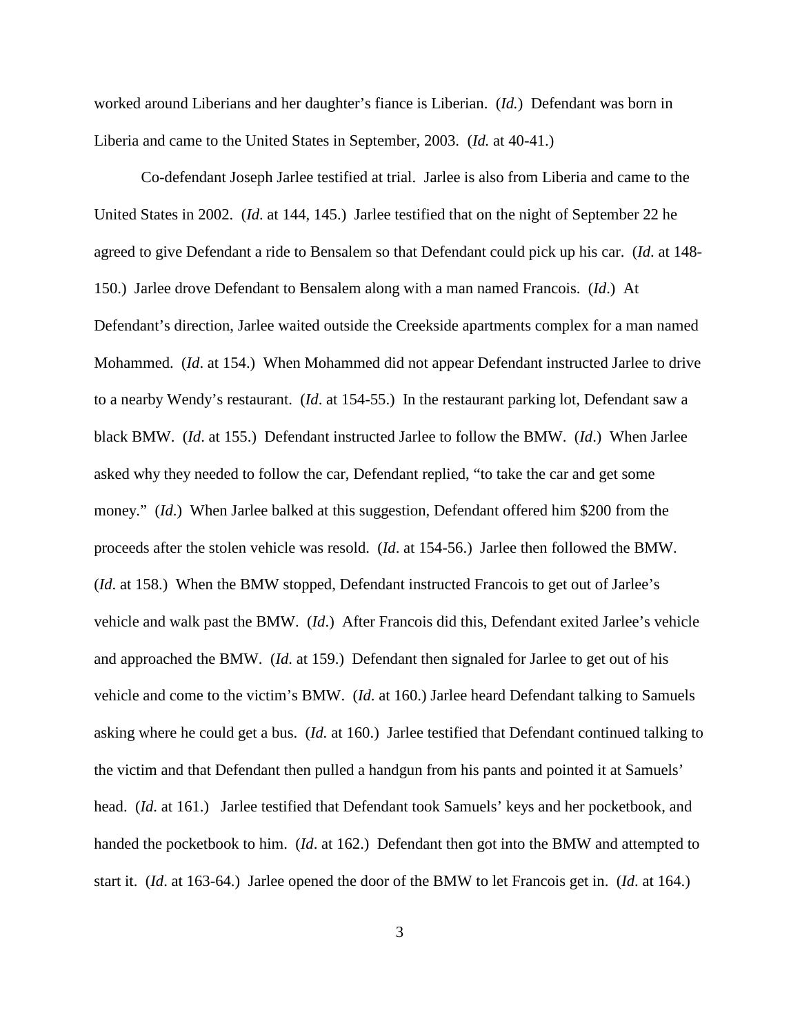worked around Liberians and her daughter's fiance is Liberian. (*Id.*) Defendant was born in Liberia and came to the United States in September, 2003. (*Id.* at 40-41.)

Co-defendant Joseph Jarlee testified at trial. Jarlee is also from Liberia and came to the United States in 2002. (*Id*. at 144, 145.) Jarlee testified that on the night of September 22 he agreed to give Defendant a ride to Bensalem so that Defendant could pick up his car. (*Id*. at 148-150.) Jarlee drove Defendant to Bensalem along with a man named Francois. (*Id*.) At Defendant's direction, Jarlee waited outside the Creekside apartments complex for a man named Mohammed. (*Id*. at 154.) When Mohammed did not appear Defendant instructed Jarlee to drive to a nearby Wendy's restaurant. (*Id*. at 154-55.) In the restaurant parking lot, Defendant saw a black BMW. (*Id*. at 155.) Defendant instructed Jarlee to follow the BMW. (*Id*.) When Jarlee asked why they needed to follow the car, Defendant replied, "to take the car and get some money." (*Id*.) When Jarlee balked at this suggestion, Defendant offered him $200 from the proceeds after the stolen vehicle was resold. (*Id*. at 154-56.) Jarlee then followed the BMW. (*Id*. at 158.) When the BMW stopped, Defendant instructed Francois to get out of Jarlee's vehicle and walk past the BMW. (*Id*.) After Francois did this, Defendant exited Jarlee's vehicle and approached the BMW. (*Id*. at 159.) Defendant then signaled for Jarlee to get out of his vehicle and come to the victim's BMW. (*Id*. at 160.) Jarlee heard Defendant talking to Samuels asking where he could get a bus. (*Id.* at 160.) Jarlee testified that Defendant continued talking to the victim and that Defendant then pulled a handgun from his pants and pointed it at Samuels' head. (*Id*. at 161.) Jarlee testified that Defendant took Samuels' keys and her pocketbook, and handed the pocketbook to him. (*Id*. at 162.) Defendant then got into the BMW and attempted to start it. (*Id*. at 163-64.) Jarlee opened the door of the BMW to let Francois get in. (*Id*. at 164.)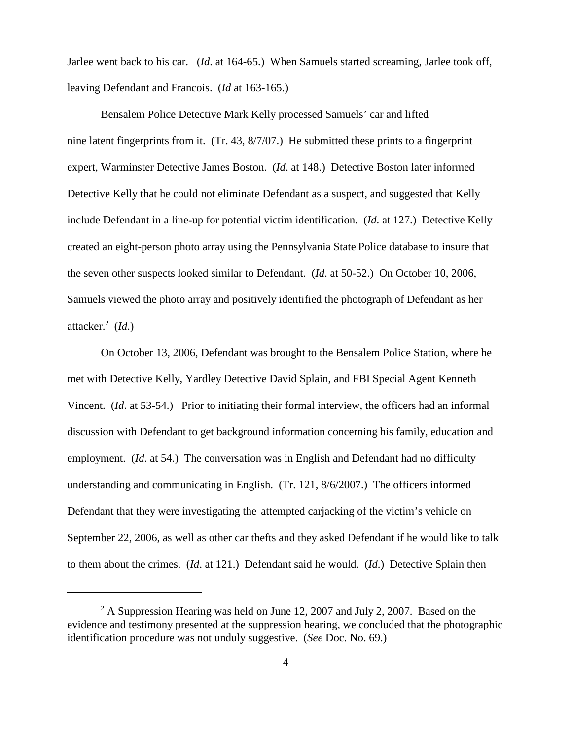Jarlee went back to his car. (*Id*. at 164-65.) When Samuels started screaming, Jarlee took off, leaving Defendant and Francois. (*Id* at 163-165.)

Bensalem Police Detective Mark Kelly processed Samuels' car and lifted nine latent fingerprints from it. (Tr. 43, 8/7/07.) He submitted these prints to a fingerprint expert, Warminster Detective James Boston. (*Id*. at 148.) Detective Boston later informed Detective Kelly that he could not eliminate Defendant as a suspect, and suggested that Kelly include Defendant in a line-up for potential victim identification. (*Id*. at 127.) Detective Kelly created an eight-person photo array using the Pennsylvania State Police database to insure that the seven other suspects looked similar to Defendant. (*Id*. at 50-52.) On October 10, 2006, Samuels viewed the photo array and positively identified the photograph of Defendant as her attacker.[2] (*Id*.)

On October 13, 2006, Defendant was brought to the Bensalem Police Station, where he met with Detective Kelly, Yardley Detective David Splain, and FBI Special Agent Kenneth Vincent. (*Id*. at 53-54.) Prior to initiating their formal interview, the officers had an informal discussion with Defendant to get background information concerning his family, education and employment. (*Id*. at 54.) The conversation was in English and Defendant had no difficulty understanding and communicating in English. (Tr. 121, 8/6/2007.) The officers informed Defendant that they were investigating the attempted carjacking of the victim's vehicle on September 22, 2006, as well as other car thefts and they asked Defendant if he would like to talk to them about the crimes. (*Id*. at 121.) Defendant said he would. (*Id*.) Detective Splain then

---

[2] A Suppression Hearing was held on June 12, 2007 and July 2, 2007. Based on the evidence and testimony presented at the suppression hearing, we concluded that the photographic identification procedure was not unduly suggestive. (*See* Doc. No. 69.)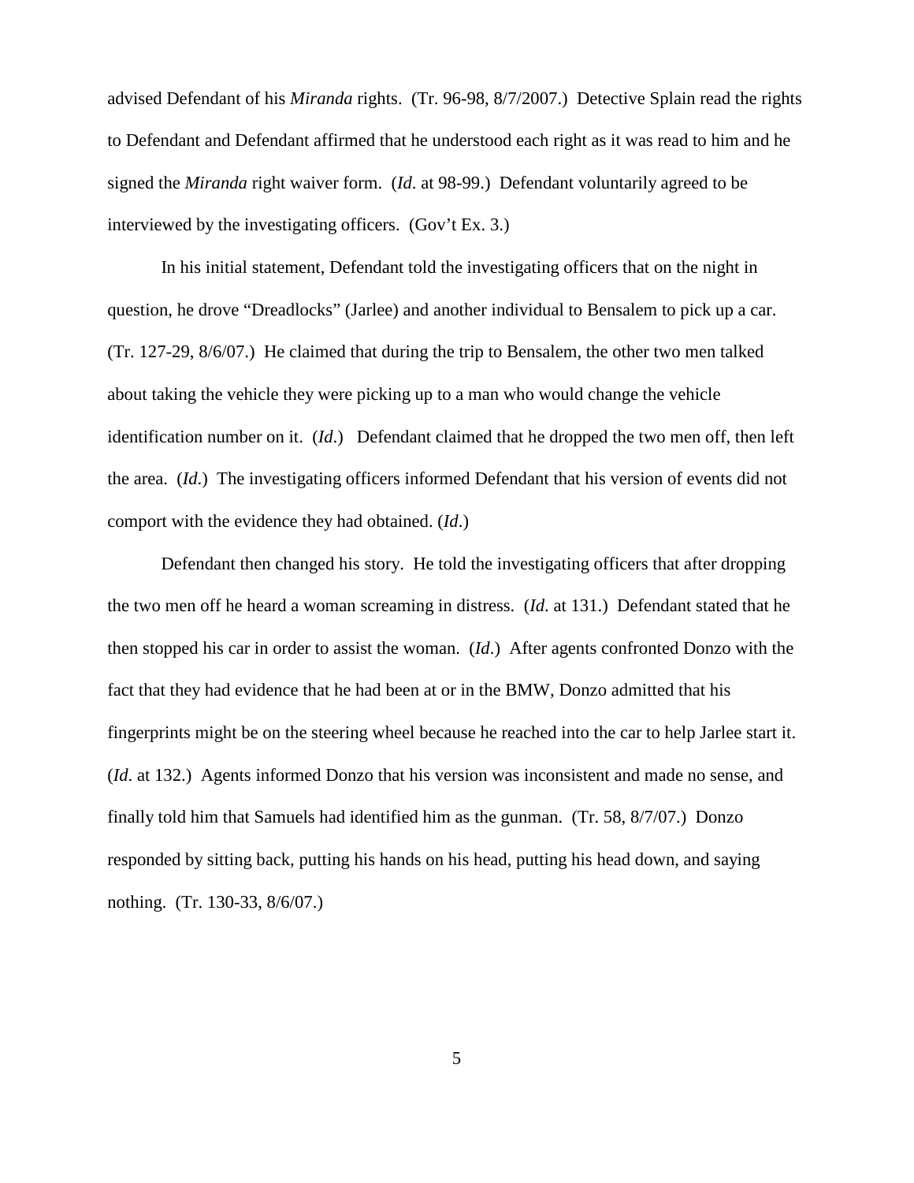advised Defendant of his *Miranda* rights. (Tr. 96-98, 8/7/2007.) Detective Splain read the rights to Defendant and Defendant affirmed that he understood each right as it was read to him and he signed the *Miranda* right waiver form. (*Id*. at 98-99.) Defendant voluntarily agreed to be interviewed by the investigating officers. (Gov't Ex. 3.)

In his initial statement, Defendant told the investigating officers that on the night in question, he drove "Dreadlocks" (Jarlee) and another individual to Bensalem to pick up a car. (Tr. 127-29, 8/6/07.) He claimed that during the trip to Bensalem, the other two men talked about taking the vehicle they were picking up to a man who would change the vehicle identification number on it. (*Id*.) Defendant claimed that he dropped the two men off, then left the area. (*Id*.) The investigating officers informed Defendant that his version of events did not comport with the evidence they had obtained. (*Id*.)

Defendant then changed his story. He told the investigating officers that after dropping the two men off he heard a woman screaming in distress. (*Id*. at 131.) Defendant stated that he then stopped his car in order to assist the woman. (*Id*.) After agents confronted Donzo with the fact that they had evidence that he had been at or in the BMW, Donzo admitted that his fingerprints might be on the steering wheel because he reached into the car to help Jarlee start it. (*Id*. at 132.) Agents informed Donzo that his version was inconsistent and made no sense, and finally told him that Samuels had identified him as the gunman. (Tr. 58, 8/7/07.) Donzo responded by sitting back, putting his hands on his head, putting his head down, and saying nothing. (Tr. 130-33, 8/6/07.)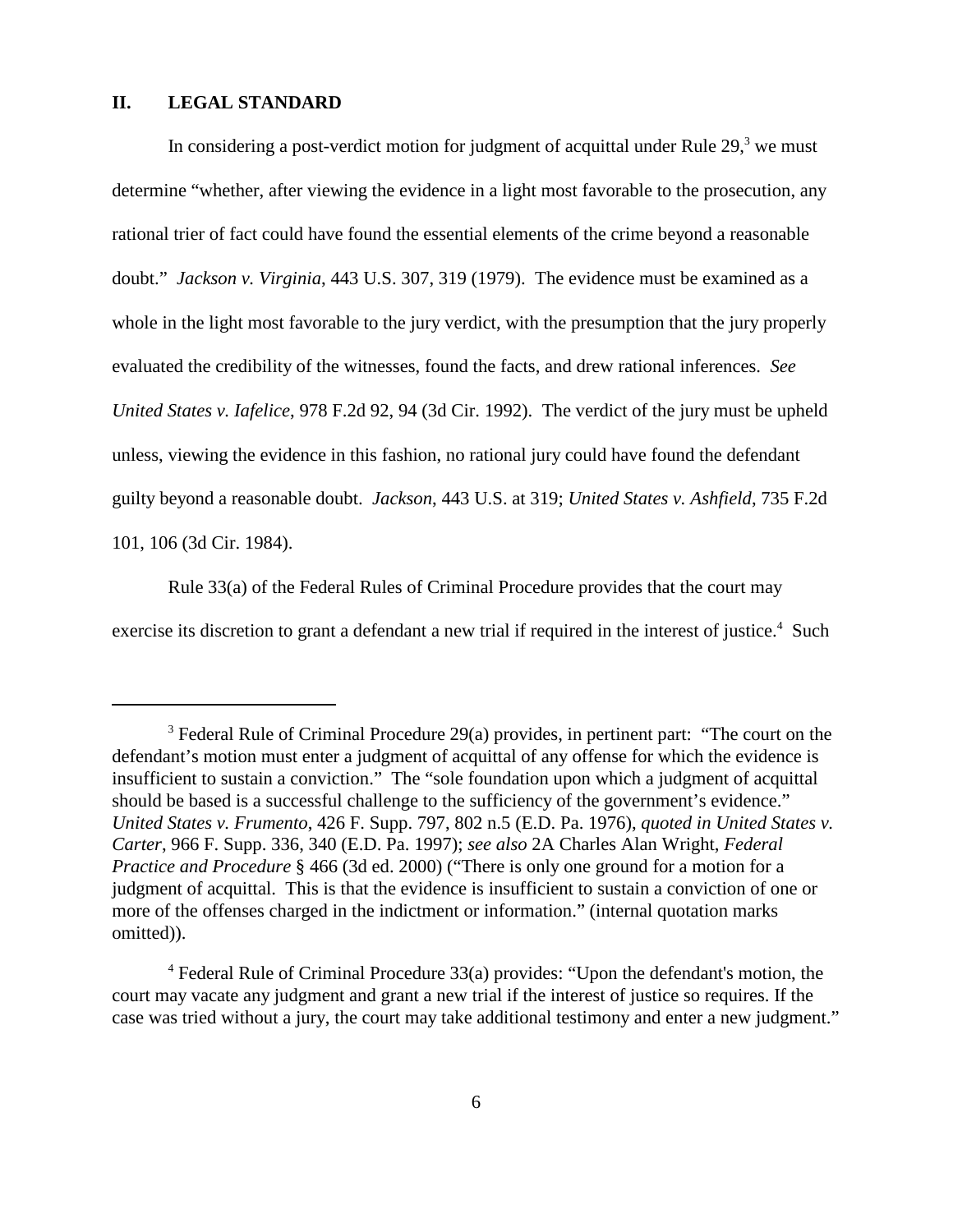## II. LEGAL STANDARD

In considering a post-verdict motion for judgment of acquittal under Rule 29,[3] we must determine "whether, after viewing the evidence in a light most favorable to the prosecution, any rational trier of fact could have found the essential elements of the crime beyond a reasonable doubt." *Jackson v. Virginia*, 443 U.S. 307, 319 (1979). The evidence must be examined as a whole in the light most favorable to the jury verdict, with the presumption that the jury properly evaluated the credibility of the witnesses, found the facts, and drew rational inferences. *See United States v. Iafelice*, 978 F.2d 92, 94 (3d Cir. 1992). The verdict of the jury must be upheld unless, viewing the evidence in this fashion, no rational jury could have found the defendant guilty beyond a reasonable doubt. *Jackson*, 443 U.S. at 319; *United States v. Ashfield*, 735 F.2d 101, 106 (3d Cir. 1984).

Rule 33(a) of the Federal Rules of Criminal Procedure provides that the court may exercise its discretion to grant a defendant a new trial if required in the interest of justice.[4] Such

---

[3] Federal Rule of Criminal Procedure 29(a) provides, in pertinent part: "The court on the defendant's motion must enter a judgment of acquittal of any offense for which the evidence is insufficient to sustain a conviction." The "sole foundation upon which a judgment of acquittal should be based is a successful challenge to the sufficiency of the government's evidence." *United States v. Frumento*, 426 F. Supp. 797, 802 n.5 (E.D. Pa. 1976), *quoted in United States v. Carter*, 966 F. Supp. 336, 340 (E.D. Pa. 1997); *see also* 2A Charles Alan Wright, *Federal Practice and Procedure* § 466 (3d ed. 2000) ("There is only one ground for a motion for a judgment of acquittal. This is that the evidence is insufficient to sustain a conviction of one or more of the offenses charged in the indictment or information." (internal quotation marks omitted)).

[4] Federal Rule of Criminal Procedure 33(a) provides: "Upon the defendant's motion, the court may vacate any judgment and grant a new trial if the interest of justice so requires. If the case was tried without a jury, the court may take additional testimony and enter a new judgment."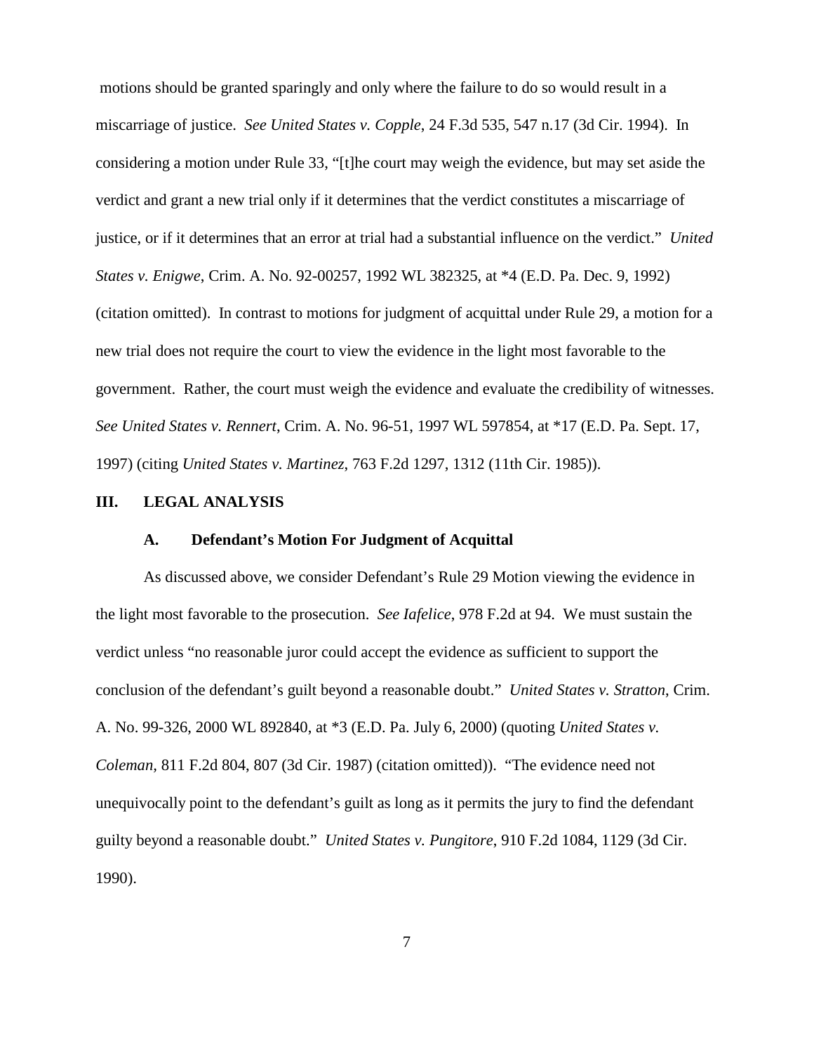motions should be granted sparingly and only where the failure to do so would result in a miscarriage of justice. *See United States v. Copple*, 24 F.3d 535, 547 n.17 (3d Cir. 1994). In considering a motion under Rule 33, "[t]he court may weigh the evidence, but may set aside the verdict and grant a new trial only if it determines that the verdict constitutes a miscarriage of justice, or if it determines that an error at trial had a substantial influence on the verdict." *United States v. Enigwe*, Crim. A. No. 92-00257, 1992 WL 382325, at *4 (E.D. Pa. Dec. 9, 1992) (citation omitted). In contrast to motions for judgment of acquittal under Rule 29, a motion for a new trial does not require the court to view the evidence in the light most favorable to the government. Rather, the court must weigh the evidence and evaluate the credibility of witnesses. *See United States v. Rennert*, Crim. A. No. 96-51, 1997 WL 597854, at *17 (E.D. Pa. Sept. 17, 1997) (citing *United States v. Martinez*, 763 F.2d 1297, 1312 (11th Cir. 1985)).

## III. LEGAL ANALYSIS

### A. Defendant's Motion For Judgment of Acquittal

As discussed above, we consider Defendant's Rule 29 Motion viewing the evidence in the light most favorable to the prosecution. *See Iafelice*, 978 F.2d at 94. We must sustain the verdict unless "no reasonable juror could accept the evidence as sufficient to support the conclusion of the defendant's guilt beyond a reasonable doubt." *United States v. Stratton*, Crim. A. No. 99-326, 2000 WL 892840, at *3 (E.D. Pa. July 6, 2000) (quoting *United States v. Coleman*, 811 F.2d 804, 807 (3d Cir. 1987) (citation omitted)). "The evidence need not unequivocally point to the defendant's guilt as long as it permits the jury to find the defendant guilty beyond a reasonable doubt." *United States v. Pungitore*, 910 F.2d 1084, 1129 (3d Cir. 1990).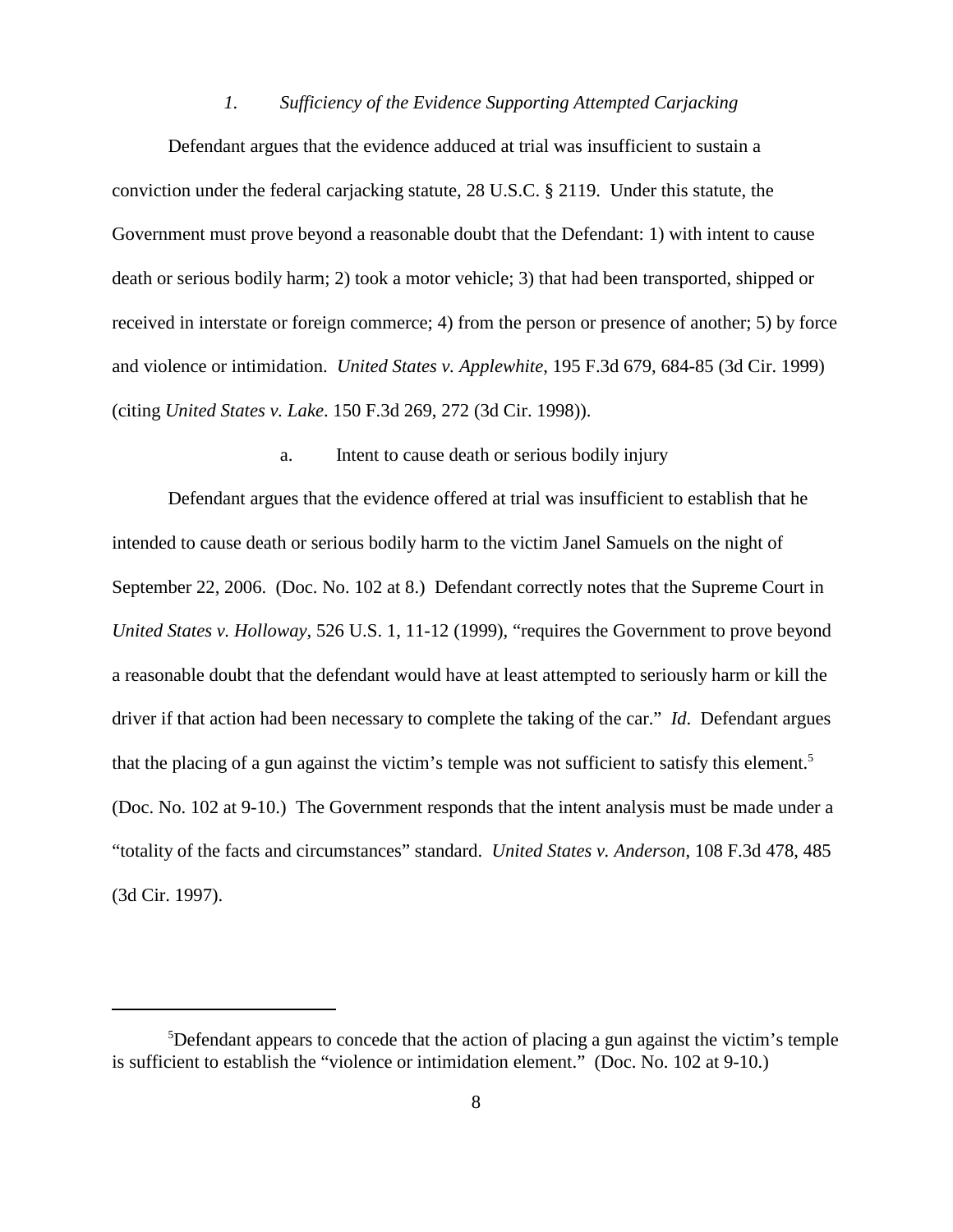### *1. Sufficiency of the Evidence Supporting Attempted Carjacking*

Defendant argues that the evidence adduced at trial was insufficient to sustain a conviction under the federal carjacking statute, 28 U.S.C. § 2119. Under this statute, the Government must prove beyond a reasonable doubt that the Defendant: 1) with intent to cause death or serious bodily harm; 2) took a motor vehicle; 3) that had been transported, shipped or received in interstate or foreign commerce; 4) from the person or presence of another; 5) by force and violence or intimidation. *United States v. Applewhite*, 195 F.3d 679, 684-85 (3d Cir. 1999) (citing *United States v. Lake*. 150 F.3d 269, 272 (3d Cir. 1998)).

#### a. Intent to cause death or serious bodily injury

Defendant argues that the evidence offered at trial was insufficient to establish that he intended to cause death or serious bodily harm to the victim Janel Samuels on the night of September 22, 2006. (Doc. No. 102 at 8.) Defendant correctly notes that the Supreme Court in *United States v. Holloway*, 526 U.S. 1, 11-12 (1999), "requires the Government to prove beyond a reasonable doubt that the defendant would have at least attempted to seriously harm or kill the driver if that action had been necessary to complete the taking of the car." *Id*. Defendant argues that the placing of a gun against the victim's temple was not sufficient to satisfy this element.[5] (Doc. No. 102 at 9-10.) The Government responds that the intent analysis must be made under a "totality of the facts and circumstances" standard. *United States v. Anderson*, 108 F.3d 478, 485 (3d Cir. 1997).

---

[5] Defendant appears to concede that the action of placing a gun against the victim's temple is sufficient to establish the "violence or intimidation element." (Doc. No. 102 at 9-10.)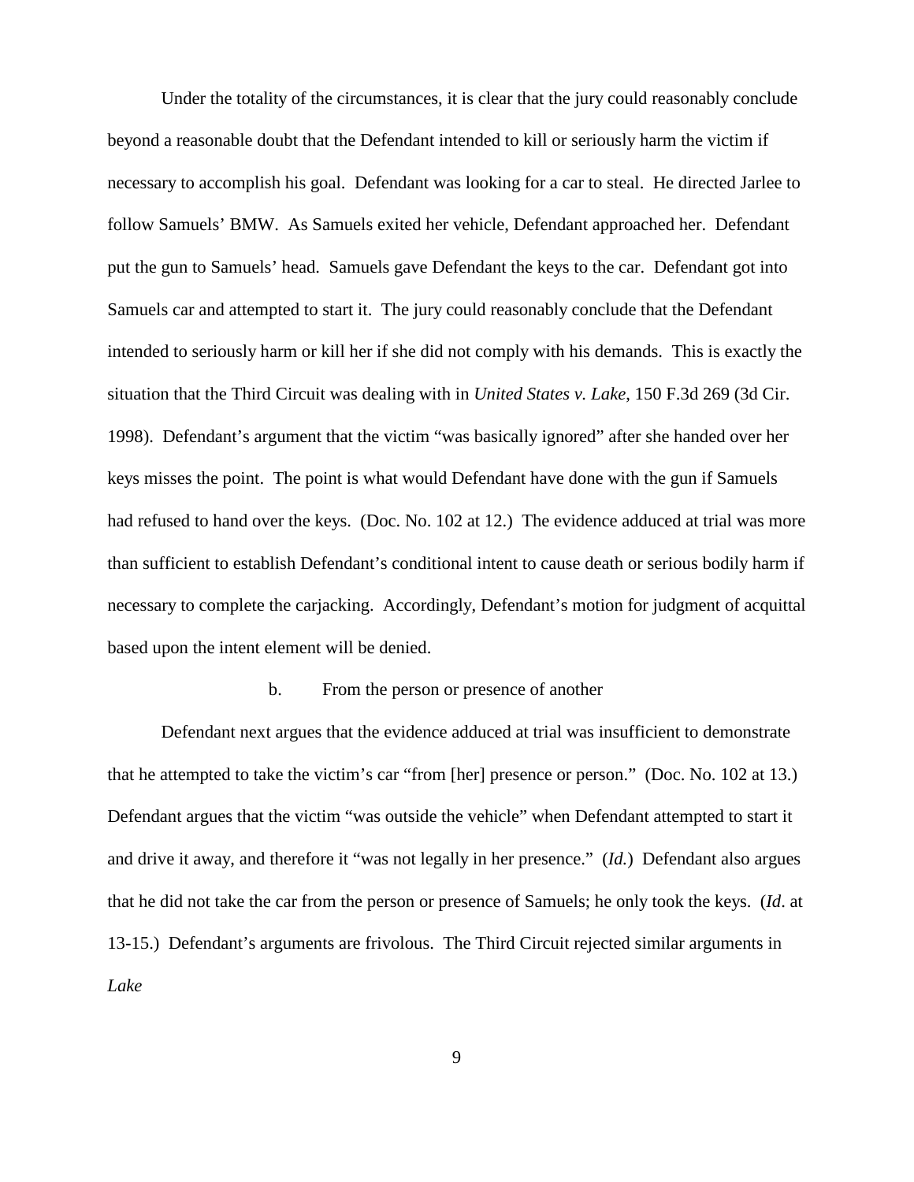Under the totality of the circumstances, it is clear that the jury could reasonably conclude beyond a reasonable doubt that the Defendant intended to kill or seriously harm the victim if necessary to accomplish his goal. Defendant was looking for a car to steal. He directed Jarlee to follow Samuels' BMW. As Samuels exited her vehicle, Defendant approached her. Defendant put the gun to Samuels' head. Samuels gave Defendant the keys to the car. Defendant got into Samuels car and attempted to start it. The jury could reasonably conclude that the Defendant intended to seriously harm or kill her if she did not comply with his demands. This is exactly the situation that the Third Circuit was dealing with in *United States v. Lake*, 150 F.3d 269 (3d Cir. 1998). Defendant's argument that the victim "was basically ignored" after she handed over her keys misses the point. The point is what would Defendant have done with the gun if Samuels had refused to hand over the keys. (Doc. No. 102 at 12.) The evidence adduced at trial was more than sufficient to establish Defendant's conditional intent to cause death or serious bodily harm if necessary to complete the carjacking. Accordingly, Defendant's motion for judgment of acquittal based upon the intent element will be denied.

b. From the person or presence of another

Defendant next argues that the evidence adduced at trial was insufficient to demonstrate that he attempted to take the victim's car "from [her] presence or person." (Doc. No. 102 at 13.) Defendant argues that the victim "was outside the vehicle" when Defendant attempted to start it and drive it away, and therefore it "was not legally in her presence." (*Id.*) Defendant also argues that he did not take the car from the person or presence of Samuels; he only took the keys. (*Id*. at 13-15.) Defendant's arguments are frivolous. The Third Circuit rejected similar arguments in *Lake*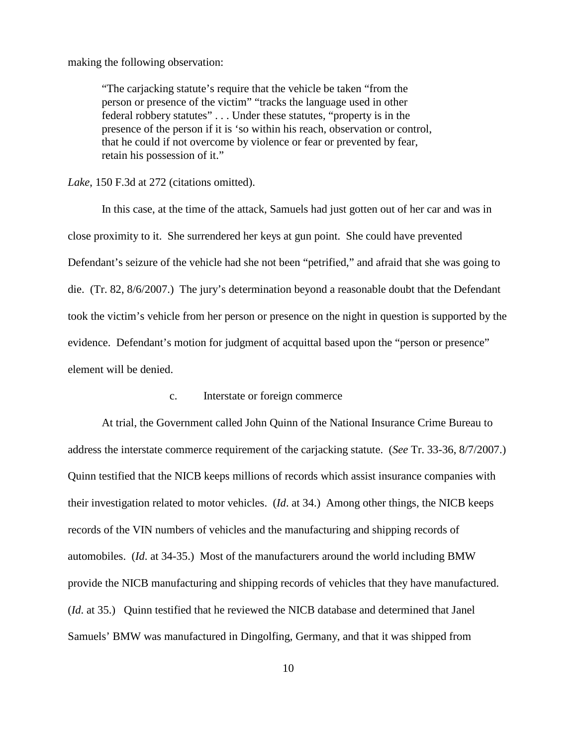making the following observation:

> "The carjacking statute's require that the vehicle be taken "from the person or presence of the victim" "tracks the language used in other federal robbery statutes" . . . Under these statutes, "property is in the presence of the person if it is 'so within his reach, observation or control, that he could if not overcome by violence or fear or prevented by fear, retain his possession of it."

*Lake*, 150 F.3d at 272 (citations omitted).

In this case, at the time of the attack, Samuels had just gotten out of her car and was in close proximity to it. She surrendered her keys at gun point. She could have prevented Defendant's seizure of the vehicle had she not been "petrified," and afraid that she was going to die. (Tr. 82, 8/6/2007.) The jury's determination beyond a reasonable doubt that the Defendant took the victim's vehicle from her person or presence on the night in question is supported by the evidence. Defendant's motion for judgment of acquittal based upon the "person or presence" element will be denied.

c. Interstate or foreign commerce

At trial, the Government called John Quinn of the National Insurance Crime Bureau to address the interstate commerce requirement of the carjacking statute. (*See* Tr. 33-36, 8/7/2007.) Quinn testified that the NICB keeps millions of records which assist insurance companies with their investigation related to motor vehicles. (*Id*. at 34.) Among other things, the NICB keeps records of the VIN numbers of vehicles and the manufacturing and shipping records of automobiles. (*Id*. at 34-35.) Most of the manufacturers around the world including BMW provide the NICB manufacturing and shipping records of vehicles that they have manufactured. (*Id*. at 35.) Quinn testified that he reviewed the NICB database and determined that Janel Samuels' BMW was manufactured in Dingolfing, Germany, and that it was shipped from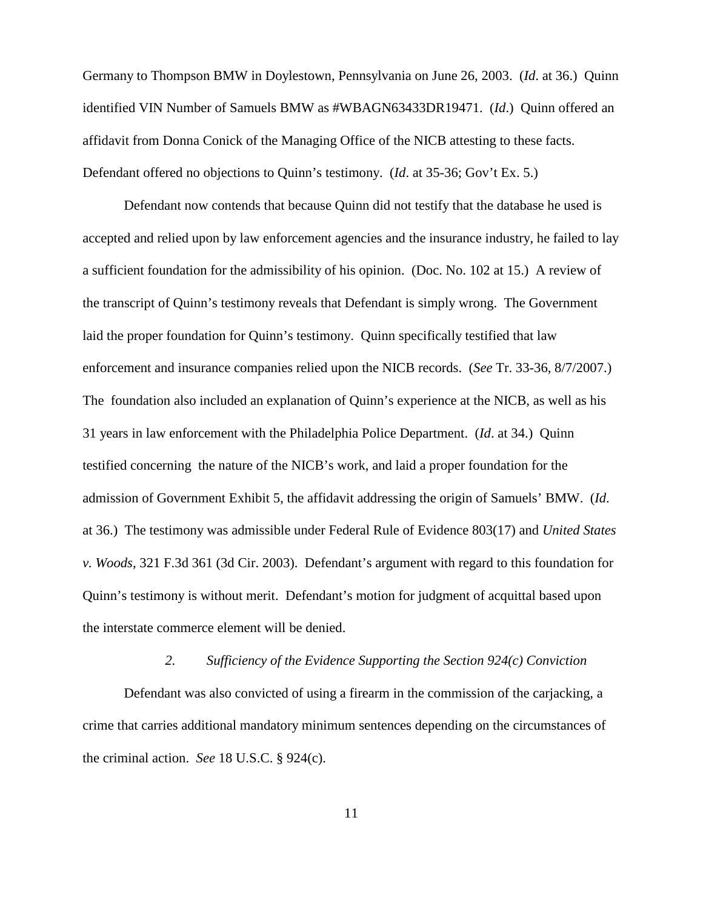Germany to Thompson BMW in Doylestown, Pennsylvania on June 26, 2003. (*Id*. at 36.) Quinn identified VIN Number of Samuels BMW as #WBAGN63433DR19471. (*Id*.) Quinn offered an affidavit from Donna Conick of the Managing Office of the NICB attesting to these facts. Defendant offered no objections to Quinn's testimony. (*Id*. at 35-36; Gov't Ex. 5.)

Defendant now contends that because Quinn did not testify that the database he used is accepted and relied upon by law enforcement agencies and the insurance industry, he failed to lay a sufficient foundation for the admissibility of his opinion. (Doc. No. 102 at 15.) A review of the transcript of Quinn's testimony reveals that Defendant is simply wrong. The Government laid the proper foundation for Quinn's testimony. Quinn specifically testified that law enforcement and insurance companies relied upon the NICB records. (*See* Tr. 33-36, 8/7/2007.) The foundation also included an explanation of Quinn's experience at the NICB, as well as his 31 years in law enforcement with the Philadelphia Police Department. (*Id*. at 34.) Quinn testified concerning the nature of the NICB's work, and laid a proper foundation for the admission of Government Exhibit 5, the affidavit addressing the origin of Samuels' BMW. (*Id*. at 36.) The testimony was admissible under Federal Rule of Evidence 803(17) and *United States v. Woods*, 321 F.3d 361 (3d Cir. 2003). Defendant's argument with regard to this foundation for Quinn's testimony is without merit. Defendant's motion for judgment of acquittal based upon the interstate commerce element will be denied.

### *2. Sufficiency of the Evidence Supporting the Section 924(c) Conviction*

Defendant was also convicted of using a firearm in the commission of the carjacking, a crime that carries additional mandatory minimum sentences depending on the circumstances of the criminal action. *See* 18 U.S.C. § 924(c).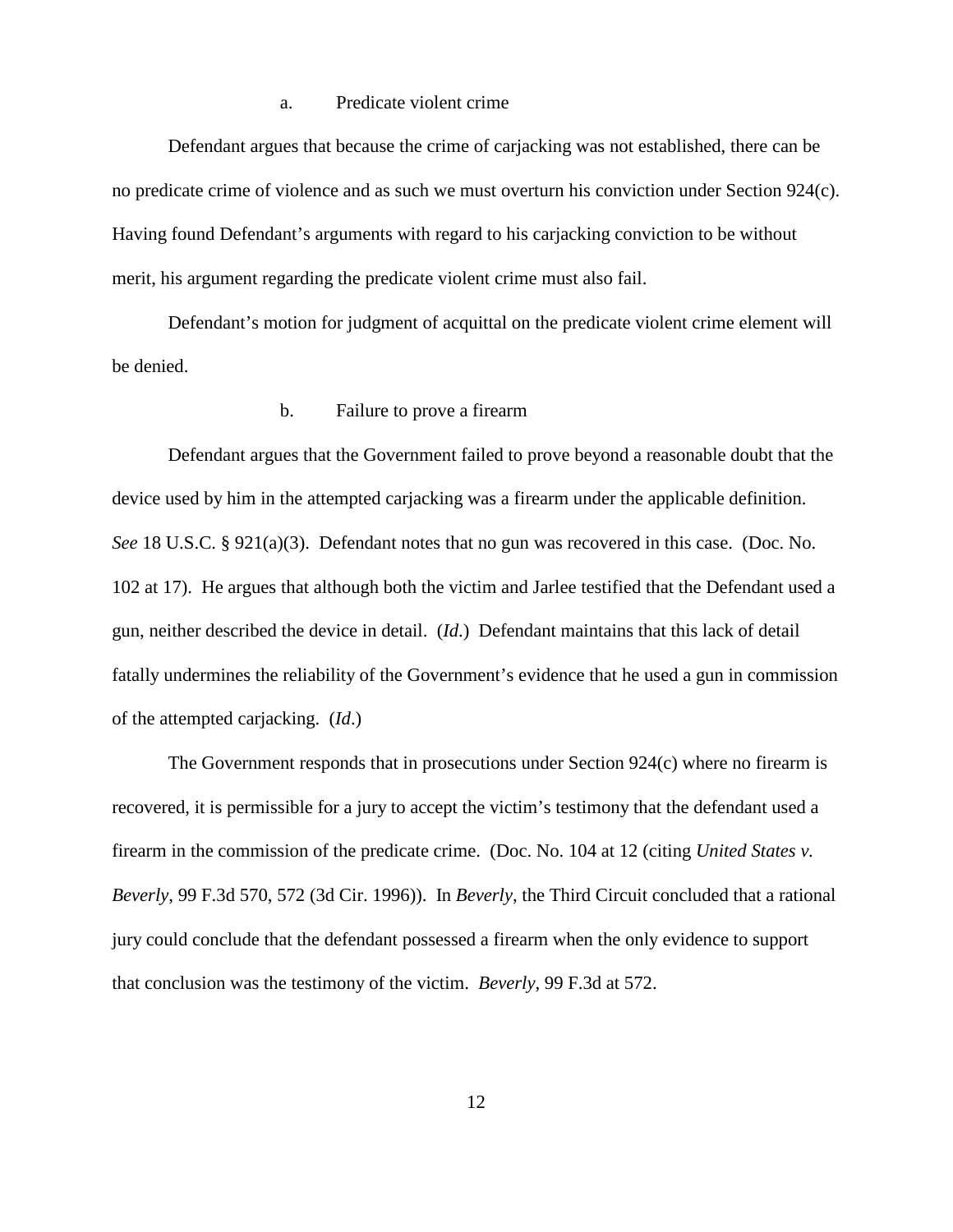a. Predicate violent crime

Defendant argues that because the crime of carjacking was not established, there can be no predicate crime of violence and as such we must overturn his conviction under Section 924(c). Having found Defendant's arguments with regard to his carjacking conviction to be without merit, his argument regarding the predicate violent crime must also fail.

Defendant's motion for judgment of acquittal on the predicate violent crime element will be denied.

b. Failure to prove a firearm

Defendant argues that the Government failed to prove beyond a reasonable doubt that the device used by him in the attempted carjacking was a firearm under the applicable definition. *See* 18 U.S.C. § 921(a)(3). Defendant notes that no gun was recovered in this case. (Doc. No. 102 at 17). He argues that although both the victim and Jarlee testified that the Defendant used a gun, neither described the device in detail. (*Id*.) Defendant maintains that this lack of detail fatally undermines the reliability of the Government's evidence that he used a gun in commission of the attempted carjacking. (*Id*.)

The Government responds that in prosecutions under Section 924(c) where no firearm is recovered, it is permissible for a jury to accept the victim's testimony that the defendant used a firearm in the commission of the predicate crime. (Doc. No. 104 at 12 (citing *United States v. Beverly*, 99 F.3d 570, 572 (3d Cir. 1996)). In *Beverly*, the Third Circuit concluded that a rational jury could conclude that the defendant possessed a firearm when the only evidence to support that conclusion was the testimony of the victim. *Beverly*, 99 F.3d at 572.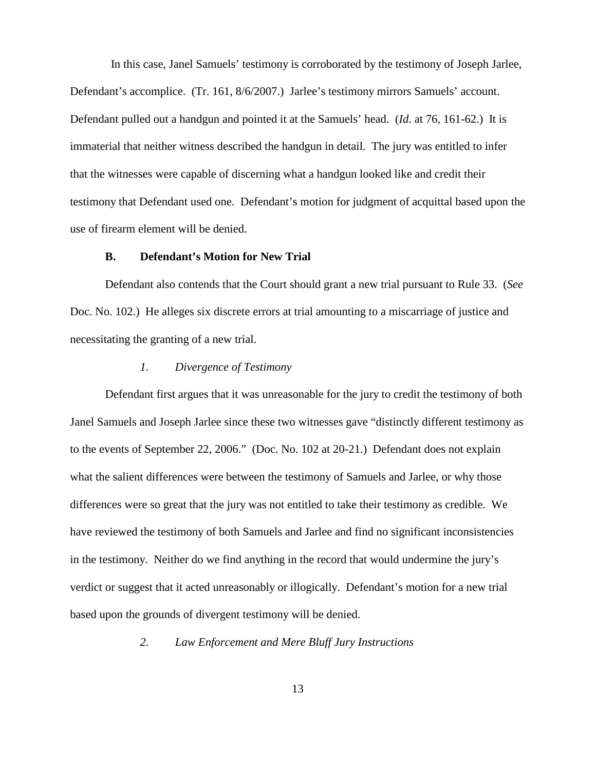In this case, Janel Samuels' testimony is corroborated by the testimony of Joseph Jarlee, Defendant's accomplice. (Tr. 161, 8/6/2007.) Jarlee's testimony mirrors Samuels' account. Defendant pulled out a handgun and pointed it at the Samuels' head. (*Id*. at 76, 161-62.) It is immaterial that neither witness described the handgun in detail. The jury was entitled to infer that the witnesses were capable of discerning what a handgun looked like and credit their testimony that Defendant used one. Defendant's motion for judgment of acquittal based upon the use of firearm element will be denied.

### B. Defendant's Motion for New Trial

Defendant also contends that the Court should grant a new trial pursuant to Rule 33. (*See* Doc. No. 102.) He alleges six discrete errors at trial amounting to a miscarriage of justice and necessitating the granting of a new trial.

#### *1. Divergence of Testimony*

Defendant first argues that it was unreasonable for the jury to credit the testimony of both Janel Samuels and Joseph Jarlee since these two witnesses gave "distinctly different testimony as to the events of September 22, 2006." (Doc. No. 102 at 20-21.) Defendant does not explain what the salient differences were between the testimony of Samuels and Jarlee, or why those differences were so great that the jury was not entitled to take their testimony as credible. We have reviewed the testimony of both Samuels and Jarlee and find no significant inconsistencies in the testimony. Neither do we find anything in the record that would undermine the jury's verdict or suggest that it acted unreasonably or illogically. Defendant's motion for a new trial based upon the grounds of divergent testimony will be denied.

#### *2. Law Enforcement and Mere Bluff Jury Instructions*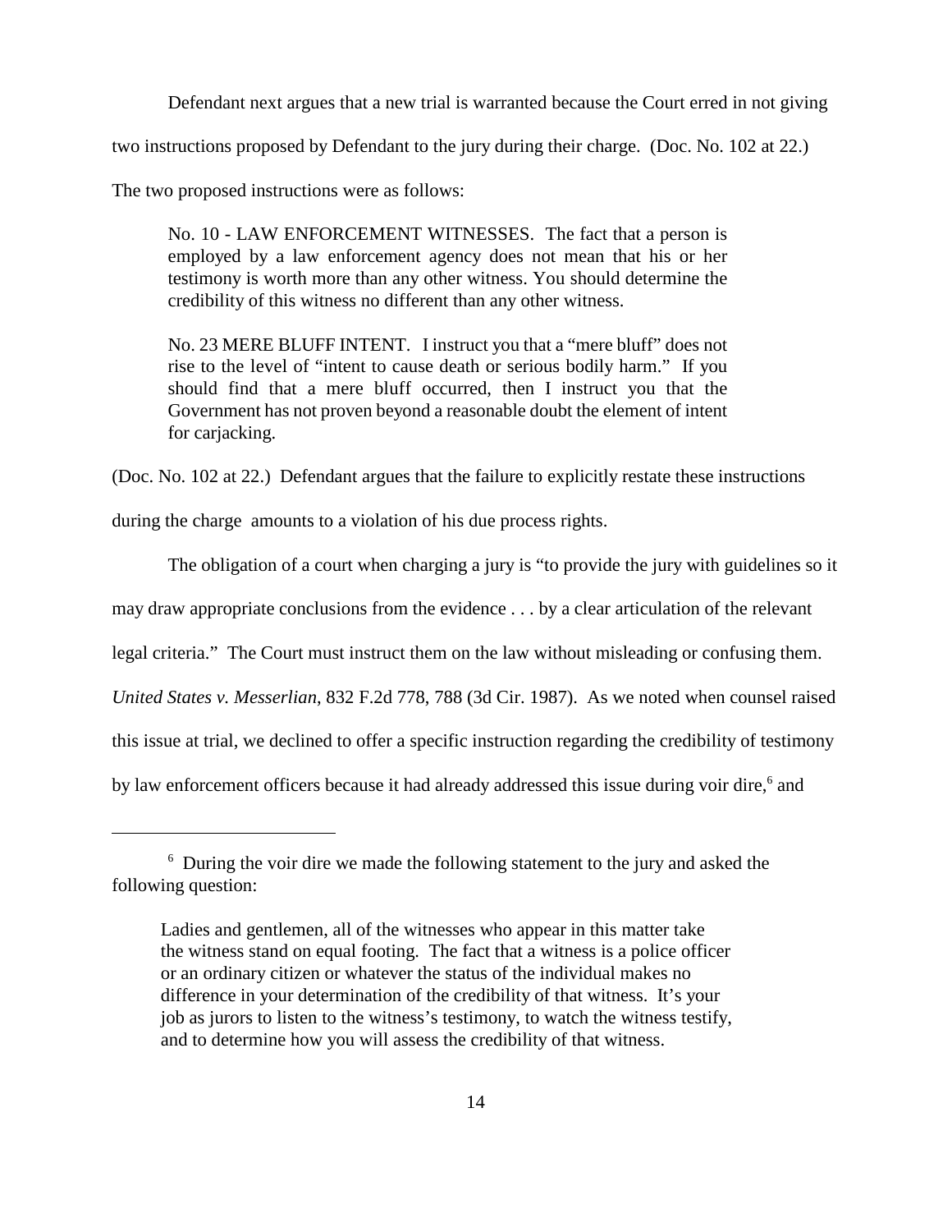Defendant next argues that a new trial is warranted because the Court erred in not giving two instructions proposed by Defendant to the jury during their charge. (Doc. No. 102 at 22.) The two proposed instructions were as follows:

> No. 10 - LAW ENFORCEMENT WITNESSES. The fact that a person is employed by a law enforcement agency does not mean that his or her testimony is worth more than any other witness. You should determine the credibility of this witness no different than any other witness.
>
> No. 23 MERE BLUFF INTENT. I instruct you that a "mere bluff" does not rise to the level of "intent to cause death or serious bodily harm." If you should find that a mere bluff occurred, then I instruct you that the Government has not proven beyond a reasonable doubt the element of intent for carjacking.

(Doc. No. 102 at 22.) Defendant argues that the failure to explicitly restate these instructions during the charge amounts to a violation of his due process rights.

The obligation of a court when charging a jury is "to provide the jury with guidelines so it may draw appropriate conclusions from the evidence . . . by a clear articulation of the relevant legal criteria." The Court must instruct them on the law without misleading or confusing them. *United States v. Messerlian*, 832 F.2d 778, 788 (3d Cir. 1987). As we noted when counsel raised this issue at trial, we declined to offer a specific instruction regarding the credibility of testimony by law enforcement officers because it had already addressed this issue during voir dire,[6] and

---

[6] During the voir dire we made the following statement to the jury and asked the following question:

> Ladies and gentlemen, all of the witnesses who appear in this matter take the witness stand on equal footing. The fact that a witness is a police officer or an ordinary citizen or whatever the status of the individual makes no difference in your determination of the credibility of that witness. It's your job as jurors to listen to the witness's testimony, to watch the witness testify, and to determine how you will assess the credibility of that witness.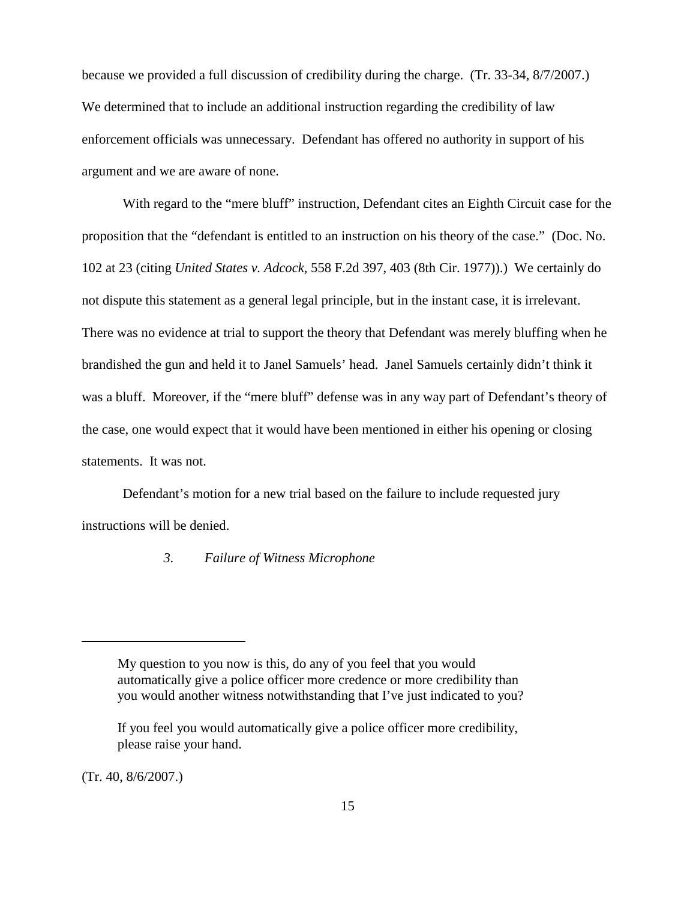because we provided a full discussion of credibility during the charge. (Tr. 33-34, 8/7/2007.) We determined that to include an additional instruction regarding the credibility of law enforcement officials was unnecessary. Defendant has offered no authority in support of his argument and we are aware of none.

With regard to the "mere bluff" instruction, Defendant cites an Eighth Circuit case for the proposition that the "defendant is entitled to an instruction on his theory of the case." (Doc. No. 102 at 23 (citing *United States v. Adcock*, 558 F.2d 397, 403 (8th Cir. 1977)).) We certainly do not dispute this statement as a general legal principle, but in the instant case, it is irrelevant. There was no evidence at trial to support the theory that Defendant was merely bluffing when he brandished the gun and held it to Janel Samuels' head. Janel Samuels certainly didn't think it was a bluff. Moreover, if the "mere bluff" defense was in any way part of Defendant's theory of the case, one would expect that it would have been mentioned in either his opening or closing statements. It was not.

Defendant's motion for a new trial based on the failure to include requested jury instructions will be denied.

### *3. Failure of Witness Microphone*

---

> My question to you now is this, do any of you feel that you would automatically give a police officer more credence or more credibility than you would another witness notwithstanding that I've just indicated to you?
>
> If you feel you would automatically give a police officer more credibility, please raise your hand.

(Tr. 40, 8/6/2007.)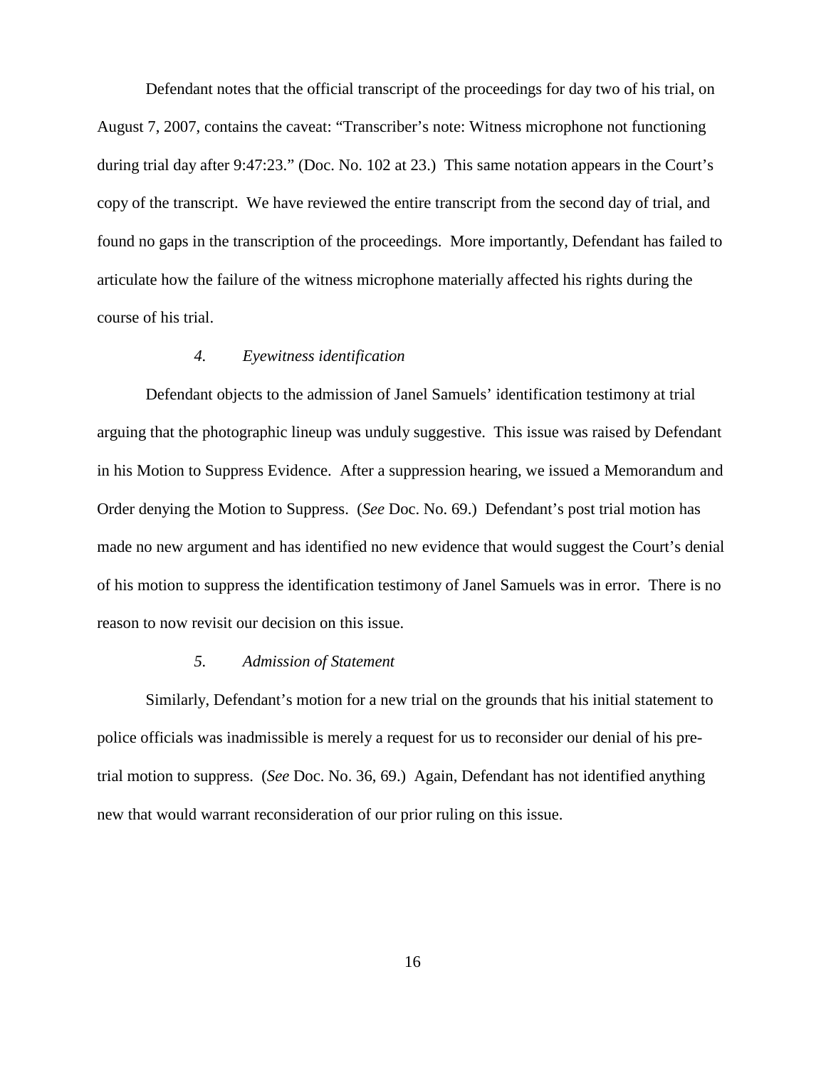Defendant notes that the official transcript of the proceedings for day two of his trial, on August 7, 2007, contains the caveat: "Transcriber's note: Witness microphone not functioning during trial day after 9:47:23." (Doc. No. 102 at 23.) This same notation appears in the Court's copy of the transcript. We have reviewed the entire transcript from the second day of trial, and found no gaps in the transcription of the proceedings. More importantly, Defendant has failed to articulate how the failure of the witness microphone materially affected his rights during the course of his trial.

*4. Eyewitness identification*

Defendant objects to the admission of Janel Samuels' identification testimony at trial arguing that the photographic lineup was unduly suggestive. This issue was raised by Defendant in his Motion to Suppress Evidence. After a suppression hearing, we issued a Memorandum and Order denying the Motion to Suppress. (*See* Doc. No. 69.) Defendant's post trial motion has made no new argument and has identified no new evidence that would suggest the Court's denial of his motion to suppress the identification testimony of Janel Samuels was in error. There is no reason to now revisit our decision on this issue.

*5. Admission of Statement*

Similarly, Defendant's motion for a new trial on the grounds that his initial statement to police officials was inadmissible is merely a request for us to reconsider our denial of his pre-trial motion to suppress. (*See* Doc. No. 36, 69.) Again, Defendant has not identified anything new that would warrant reconsideration of our prior ruling on this issue.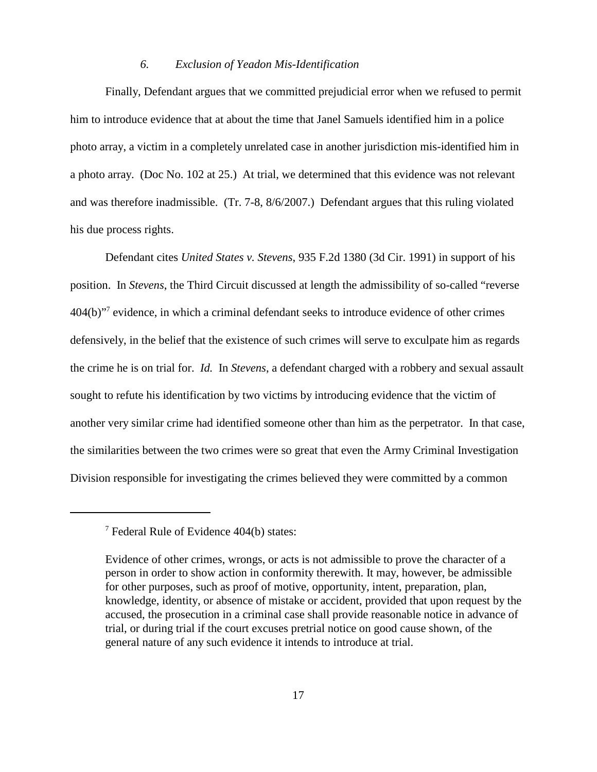### *6. Exclusion of Yeadon Mis-Identification*

Finally, Defendant argues that we committed prejudicial error when we refused to permit him to introduce evidence that at about the time that Janel Samuels identified him in a police photo array, a victim in a completely unrelated case in another jurisdiction mis-identified him in a photo array. (Doc No. 102 at 25.) At trial, we determined that this evidence was not relevant and was therefore inadmissible. (Tr. 7-8, 8/6/2007.) Defendant argues that this ruling violated his due process rights.

Defendant cites *United States v. Stevens*, 935 F.2d 1380 (3d Cir. 1991) in support of his position. In *Stevens*, the Third Circuit discussed at length the admissibility of so-called "reverse 404(b)"[7] evidence, in which a criminal defendant seeks to introduce evidence of other crimes defensively, in the belief that the existence of such crimes will serve to exculpate him as regards the crime he is on trial for. *Id.* In *Stevens*, a defendant charged with a robbery and sexual assault sought to refute his identification by two victims by introducing evidence that the victim of another very similar crime had identified someone other than him as the perpetrator. In that case, the similarities between the two crimes were so great that even the Army Criminal Investigation Division responsible for investigating the crimes believed they were committed by a common

---

[7] Federal Rule of Evidence 404(b) states:

> Evidence of other crimes, wrongs, or acts is not admissible to prove the character of a person in order to show action in conformity therewith. It may, however, be admissible for other purposes, such as proof of motive, opportunity, intent, preparation, plan, knowledge, identity, or absence of mistake or accident, provided that upon request by the accused, the prosecution in a criminal case shall provide reasonable notice in advance of trial, or during trial if the court excuses pretrial notice on good cause shown, of the general nature of any such evidence it intends to introduce at trial.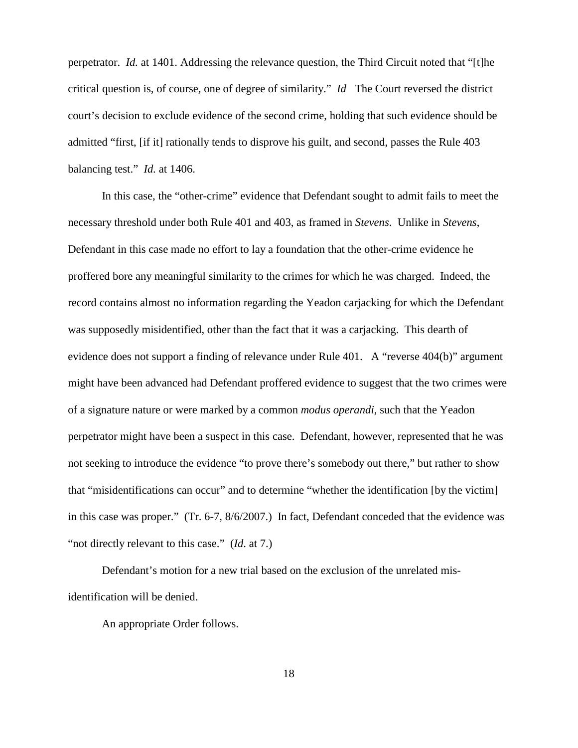perpetrator. *Id.* at 1401. Addressing the relevance question, the Third Circuit noted that "[t]he critical question is, of course, one of degree of similarity." *Id* The Court reversed the district court's decision to exclude evidence of the second crime, holding that such evidence should be admitted "first, [if it] rationally tends to disprove his guilt, and second, passes the Rule 403 balancing test." *Id.* at 1406.

In this case, the "other-crime" evidence that Defendant sought to admit fails to meet the necessary threshold under both Rule 401 and 403, as framed in *Stevens*. Unlike in *Stevens*, Defendant in this case made no effort to lay a foundation that the other-crime evidence he proffered bore any meaningful similarity to the crimes for which he was charged. Indeed, the record contains almost no information regarding the Yeadon carjacking for which the Defendant was supposedly misidentified, other than the fact that it was a carjacking. This dearth of evidence does not support a finding of relevance under Rule 401. A "reverse 404(b)" argument might have been advanced had Defendant proffered evidence to suggest that the two crimes were of a signature nature or were marked by a common *modus operandi*, such that the Yeadon perpetrator might have been a suspect in this case. Defendant, however, represented that he was not seeking to introduce the evidence "to prove there's somebody out there," but rather to show that "misidentifications can occur" and to determine "whether the identification [by the victim] in this case was proper." (Tr. 6-7, 8/6/2007.) In fact, Defendant conceded that the evidence was "not directly relevant to this case." (*Id*. at 7.)

Defendant's motion for a new trial based on the exclusion of the unrelated mis-identification will be denied.

An appropriate Order follows.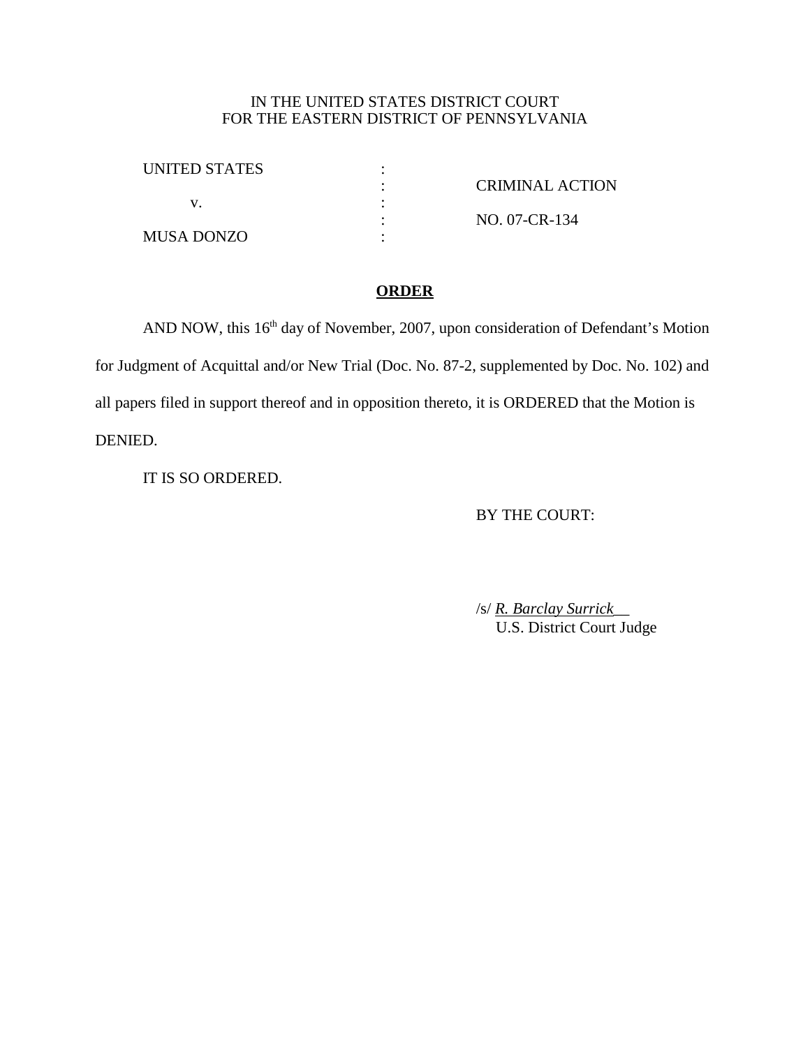IN THE UNITED STATES DISTRICT COURT
FOR THE EASTERN DISTRICT OF PENNSYLVANIA

| | | |
|---|---|---|
| UNITED STATES | : | |
| | : | CRIMINAL ACTION |
| v. | : | |
| | : | NO. 07-CR-134 |
| MUSA DONZO | : | |

**ORDER**

AND NOW, this 16th day of November, 2007, upon consideration of Defendant's Motion for Judgment of Acquittal and/or New Trial (Doc. No. 87-2, supplemented by Doc. No. 102) and all papers filed in support thereof and in opposition thereto, it is ORDERED that the Motion is DENIED.

IT IS SO ORDERED.

BY THE COURT:

/s/ *R. Barclay Surrick*
U.S. District Court Judge